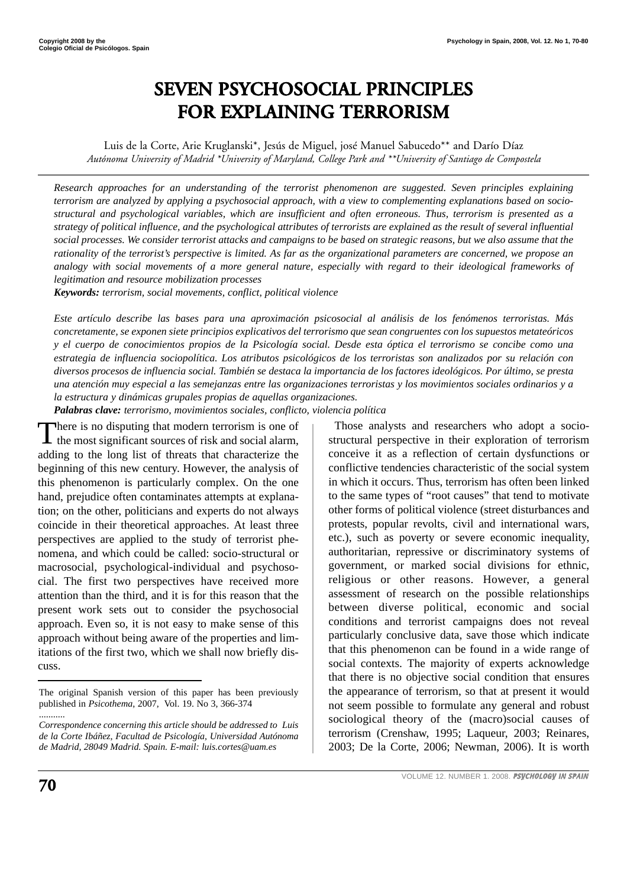Copyright 2008 by the
Colegio Oficial de Psicólogos. Spain

# SEVEN PSYCHOSOCIAL PRINCIPLES FOR EXPLAINING TERRORISM

Luis de la Corte, Arie Kruglanski*, Jesús de Miguel, josé Manuel Sabucedo** and Darío Díaz

*Autónoma University of Madrid *University of Maryland, College Park and **University of Santiago de Compostela*

*Research approaches for an understanding of the terrorist phenomenon are suggested. Seven principles explaining terrorism are analyzed by applying a psychosocial approach, with a view to complementing explanations based on socio-structural and psychological variables, which are insufficient and often erroneous. Thus, terrorism is presented as a strategy of political influence, and the psychological attributes of terrorists are explained as the result of several influential social processes. We consider terrorist attacks and campaigns to be based on strategic reasons, but we also assume that the rationality of the terrorist's perspective is limited. As far as the organizational parameters are concerned, we propose an analogy with social movements of a more general nature, especially with regard to their ideological frameworks of legitimation and resource mobilization processes*

***Keywords:*** *terrorism, social movements, conflict, political violence*

*Este artículo describe las bases para una aproximación psicosocial al análisis de los fenómenos terroristas. Más concretamente, se exponen siete principios explicativos del terrorismo que sean congruentes con los supuestos metateóricos y el cuerpo de conocimientos propios de la Psicología social. Desde esta óptica el terrorismo se concibe como una estrategia de influencia sociopolítica. Los atributos psicológicos de los terroristas son analizados por su relación con diversos procesos de influencia social. También se destaca la importancia de los factores ideológicos. Por último, se presta una atención muy especial a las semejanzas entre las organizaciones terroristas y los movimientos sociales ordinarios y a la estructura y dinámicas grupales propias de aquellas organizaciones.*

***Palabras clave:*** *terrorismo, movimientos sociales, conflicto, violencia política*

There is no disputing that modern terrorism is one of the most significant sources of risk and social alarm, adding to the long list of threats that characterize the beginning of this new century. However, the analysis of this phenomenon is particularly complex. On the one hand, prejudice often contaminates attempts at explanation; on the other, politicians and experts do not always coincide in their theoretical approaches. At least three perspectives are applied to the study of terrorist phenomena, and which could be called: socio-structural or macrosocial, psychological-individual and psychosocial. The first two perspectives have received more attention than the third, and it is for this reason that the present work sets out to consider the psychosocial approach. Even so, it is not easy to make sense of this approach without being aware of the properties and limitations of the first two, which we shall now briefly discuss.

Those analysts and researchers who adopt a socio-structural perspective in their exploration of terrorism conceive it as a reflection of certain dysfunctions or conflictive tendencies characteristic of the social system in which it occurs. Thus, terrorism has often been linked to the same types of "root causes" that tend to motivate other forms of political violence (street disturbances and protests, popular revolts, civil and international wars, etc.), such as poverty or severe economic inequality, authoritarian, repressive or discriminatory systems of government, or marked social divisions for ethnic, religious or other reasons. However, a general assessment of research on the possible relationships between diverse political, economic and social conditions and terrorist campaigns does not reveal particularly conclusive data, save those which indicate that this phenomenon can be found in a wide range of social contexts. The majority of experts acknowledge that there is no objective social condition that ensures the appearance of terrorism, so that at present it would not seem possible to formulate any general and robust sociological theory of the (macro)social causes of terrorism (Crenshaw, 1995; Laqueur, 2003; Reinares, 2003; De la Corte, 2006; Newman, 2006). It is worth

---

The original Spanish version of this paper has been previously published in *Psicothema*, 2007, Vol. 19. No 3, 366-374

...........

*Correspondence concerning this article should be addressed to Luis de la Corte Ibáñez, Facultad de Psicología, Universidad Autónoma de Madrid, 28049 Madrid. Spain. E-mail: luis.cortes@uam.es*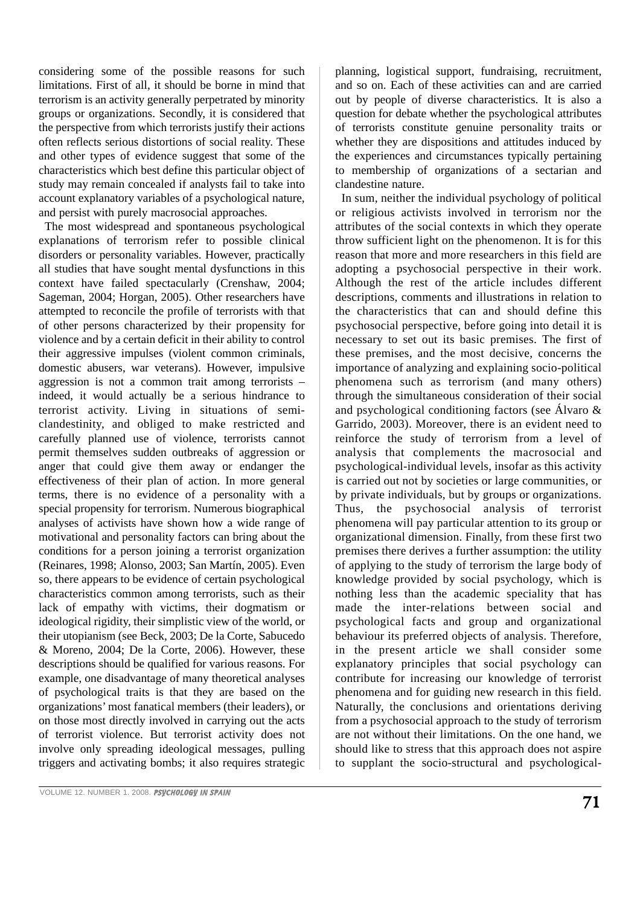considering some of the possible reasons for such limitations. First of all, it should be borne in mind that terrorism is an activity generally perpetrated by minority groups or organizations. Secondly, it is considered that the perspective from which terrorists justify their actions often reflects serious distortions of social reality. These and other types of evidence suggest that some of the characteristics which best define this particular object of study may remain concealed if analysts fail to take into account explanatory variables of a psychological nature, and persist with purely macrosocial approaches.

The most widespread and spontaneous psychological explanations of terrorism refer to possible clinical disorders or personality variables. However, practically all studies that have sought mental dysfunctions in this context have failed spectacularly (Crenshaw, 2004; Sageman, 2004; Horgan, 2005). Other researchers have attempted to reconcile the profile of terrorists with that of other persons characterized by their propensity for violence and by a certain deficit in their ability to control their aggressive impulses (violent common criminals, domestic abusers, war veterans). However, impulsive aggression is not a common trait among terrorists – indeed, it would actually be a serious hindrance to terrorist activity. Living in situations of semi-clandestinity, and obliged to make restricted and carefully planned use of violence, terrorists cannot permit themselves sudden outbreaks of aggression or anger that could give them away or endanger the effectiveness of their plan of action. In more general terms, there is no evidence of a personality with a special propensity for terrorism. Numerous biographical analyses of activists have shown how a wide range of motivational and personality factors can bring about the conditions for a person joining a terrorist organization (Reinares, 1998; Alonso, 2003; San Martín, 2005). Even so, there appears to be evidence of certain psychological characteristics common among terrorists, such as their lack of empathy with victims, their dogmatism or ideological rigidity, their simplistic view of the world, or their utopianism (see Beck, 2003; De la Corte, Sabucedo & Moreno, 2004; De la Corte, 2006). However, these descriptions should be qualified for various reasons. For example, one disadvantage of many theoretical analyses of psychological traits is that they are based on the organizations' most fanatical members (their leaders), or on those most directly involved in carrying out the acts of terrorist violence. But terrorist activity does not involve only spreading ideological messages, pulling triggers and activating bombs; it also requires strategic planning, logistical support, fundraising, recruitment, and so on. Each of these activities can and are carried out by people of diverse characteristics. It is also a question for debate whether the psychological attributes of terrorists constitute genuine personality traits or whether they are dispositions and attitudes induced by the experiences and circumstances typically pertaining to membership of organizations of a sectarian and clandestine nature.

In sum, neither the individual psychology of political or religious activists involved in terrorism nor the attributes of the social contexts in which they operate throw sufficient light on the phenomenon. It is for this reason that more and more researchers in this field are adopting a psychosocial perspective in their work. Although the rest of the article includes different descriptions, comments and illustrations in relation to the characteristics that can and should define this psychosocial perspective, before going into detail it is necessary to set out its basic premises. The first of these premises, and the most decisive, concerns the importance of analyzing and explaining socio-political phenomena such as terrorism (and many others) through the simultaneous consideration of their social and psychological conditioning factors (see Álvaro & Garrido, 2003). Moreover, there is an evident need to reinforce the study of terrorism from a level of analysis that complements the macrosocial and psychological-individual levels, insofar as this activity is carried out not by societies or large communities, or by private individuals, but by groups or organizations. Thus, the psychosocial analysis of terrorist phenomena will pay particular attention to its group or organizational dimension. Finally, from these first two premises there derives a further assumption: the utility of applying to the study of terrorism the large body of knowledge provided by social psychology, which is nothing less than the academic speciality that has made the inter-relations between social and psychological facts and group and organizational behaviour its preferred objects of analysis. Therefore, in the present article we shall consider some explanatory principles that social psychology can contribute for increasing our knowledge of terrorist phenomena and for guiding new research in this field. Naturally, the conclusions and orientations deriving from a psychosocial approach to the study of terrorism are not without their limitations. On the one hand, we should like to stress that this approach does not aspire to supplant the socio-structural and psychological-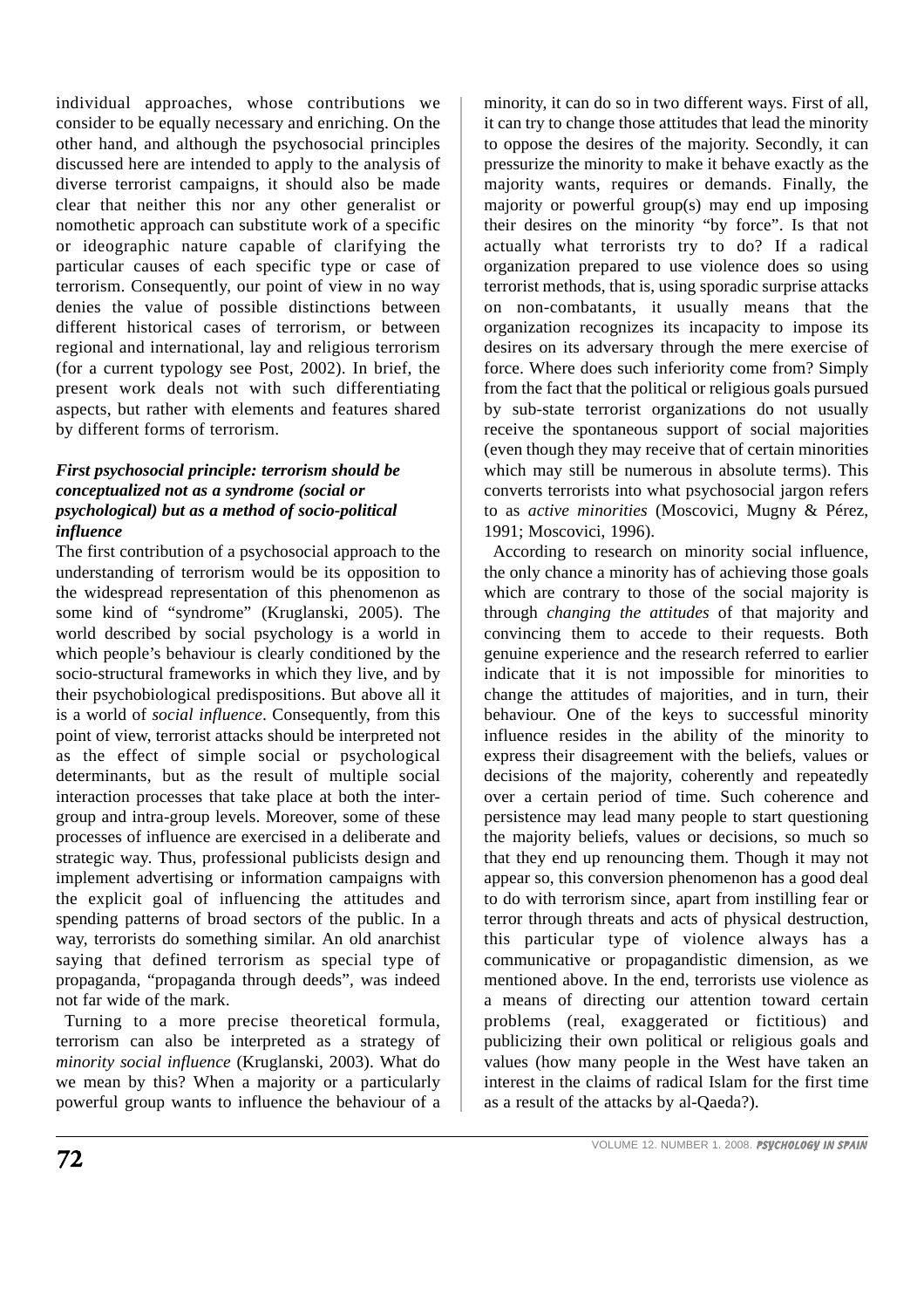individual approaches, whose contributions we consider to be equally necessary and enriching. On the other hand, and although the psychosocial principles discussed here are intended to apply to the analysis of diverse terrorist campaigns, it should also be made clear that neither this nor any other generalist or nomothetic approach can substitute work of a specific or ideographic nature capable of clarifying the particular causes of each specific type or case of terrorism. Consequently, our point of view in no way denies the value of possible distinctions between different historical cases of terrorism, or between regional and international, lay and religious terrorism (for a current typology see Post, 2002). In brief, the present work deals not with such differentiating aspects, but rather with elements and features shared by different forms of terrorism.

### *First psychosocial principle: terrorism should be conceptualized not as a syndrome (social or psychological) but as a method of socio-political influence*

The first contribution of a psychosocial approach to the understanding of terrorism would be its opposition to the widespread representation of this phenomenon as some kind of "syndrome" (Kruglanski, 2005). The world described by social psychology is a world in which people's behaviour is clearly conditioned by the socio-structural frameworks in which they live, and by their psychobiological predispositions. But above all it is a world of *social influence*. Consequently, from this point of view, terrorist attacks should be interpreted not as the effect of simple social or psychological determinants, but as the result of multiple social interaction processes that take place at both the inter-group and intra-group levels. Moreover, some of these processes of influence are exercised in a deliberate and strategic way. Thus, professional publicists design and implement advertising or information campaigns with the explicit goal of influencing the attitudes and spending patterns of broad sectors of the public. In a way, terrorists do something similar. An old anarchist saying that defined terrorism as special type of propaganda, "propaganda through deeds", was indeed not far wide of the mark.

Turning to a more precise theoretical formula, terrorism can also be interpreted as a strategy of *minority social influence* (Kruglanski, 2003). What do we mean by this? When a majority or a particularly powerful group wants to influence the behaviour of a minority, it can do so in two different ways. First of all, it can try to change those attitudes that lead the minority to oppose the desires of the majority. Secondly, it can pressurize the minority to make it behave exactly as the majority wants, requires or demands. Finally, the majority or powerful group(s) may end up imposing their desires on the minority "by force". Is that not actually what terrorists try to do? If a radical organization prepared to use violence does so using terrorist methods, that is, using sporadic surprise attacks on non-combatants, it usually means that the organization recognizes its incapacity to impose its desires on its adversary through the mere exercise of force. Where does such inferiority come from? Simply from the fact that the political or religious goals pursued by sub-state terrorist organizations do not usually receive the spontaneous support of social majorities (even though they may receive that of certain minorities which may still be numerous in absolute terms). This converts terrorists into what psychosocial jargon refers to as *active minorities* (Moscovici, Mugny & Pérez, 1991; Moscovici, 1996).

According to research on minority social influence, the only chance a minority has of achieving those goals which are contrary to those of the social majority is through *changing the attitudes* of that majority and convincing them to accede to their requests. Both genuine experience and the research referred to earlier indicate that it is not impossible for minorities to change the attitudes of majorities, and in turn, their behaviour. One of the keys to successful minority influence resides in the ability of the minority to express their disagreement with the beliefs, values or decisions of the majority, coherently and repeatedly over a certain period of time. Such coherence and persistence may lead many people to start questioning the majority beliefs, values or decisions, so much so that they end up renouncing them. Though it may not appear so, this conversion phenomenon has a good deal to do with terrorism since, apart from instilling fear or terror through threats and acts of physical destruction, this particular type of violence always has a communicative or propagandistic dimension, as we mentioned above. In the end, terrorists use violence as a means of directing our attention toward certain problems (real, exaggerated or fictitious) and publicizing their own political or religious goals and values (how many people in the West have taken an interest in the claims of radical Islam for the first time as a result of the attacks by al-Qaeda?).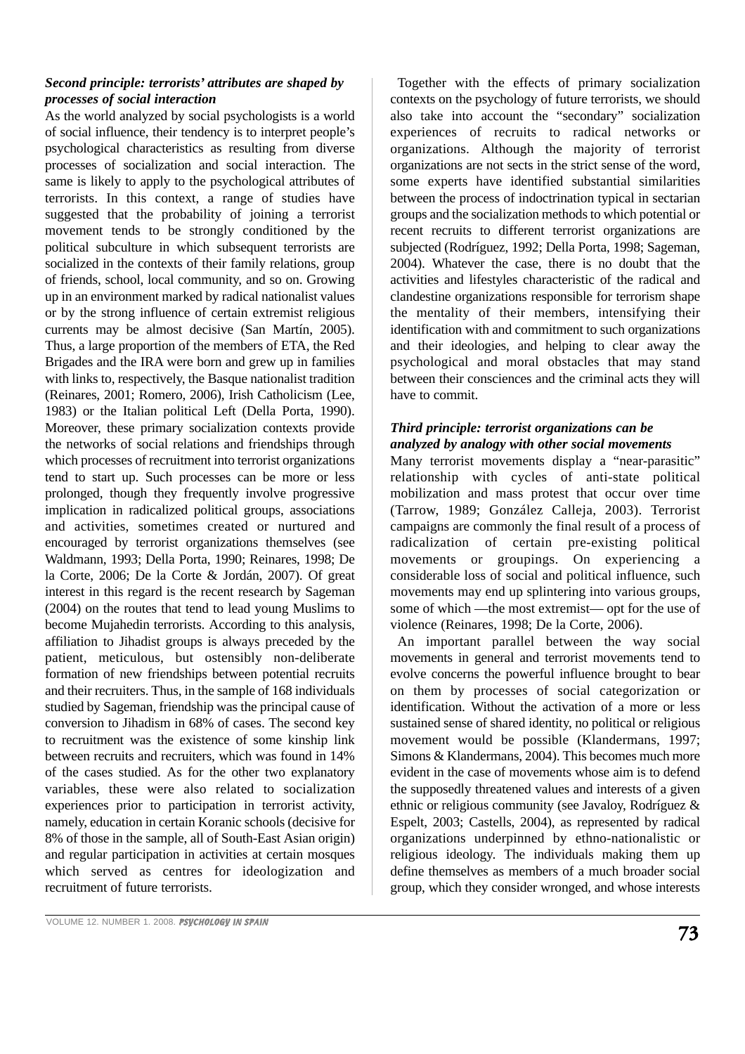### *Second principle: terrorists' attributes are shaped by processes of social interaction*

As the world analyzed by social psychologists is a world of social influence, their tendency is to interpret people's psychological characteristics as resulting from diverse processes of socialization and social interaction. The same is likely to apply to the psychological attributes of terrorists. In this context, a range of studies have suggested that the probability of joining a terrorist movement tends to be strongly conditioned by the political subculture in which subsequent terrorists are socialized in the contexts of their family relations, group of friends, school, local community, and so on. Growing up in an environment marked by radical nationalist values or by the strong influence of certain extremist religious currents may be almost decisive (San Martín, 2005). Thus, a large proportion of the members of ETA, the Red Brigades and the IRA were born and grew up in families with links to, respectively, the Basque nationalist tradition (Reinares, 2001; Romero, 2006), Irish Catholicism (Lee, 1983) or the Italian political Left (Della Porta, 1990). Moreover, these primary socialization contexts provide the networks of social relations and friendships through which processes of recruitment into terrorist organizations tend to start up. Such processes can be more or less prolonged, though they frequently involve progressive implication in radicalized political groups, associations and activities, sometimes created or nurtured and encouraged by terrorist organizations themselves (see Waldmann, 1993; Della Porta, 1990; Reinares, 1998; De la Corte, 2006; De la Corte & Jordán, 2007). Of great interest in this regard is the recent research by Sageman (2004) on the routes that tend to lead young Muslims to become Mujahedin terrorists. According to this analysis, affiliation to Jihadist groups is always preceded by the patient, meticulous, but ostensibly non-deliberate formation of new friendships between potential recruits and their recruiters. Thus, in the sample of 168 individuals studied by Sageman, friendship was the principal cause of conversion to Jihadism in 68% of cases. The second key to recruitment was the existence of some kinship link between recruits and recruiters, which was found in 14% of the cases studied. As for the other two explanatory variables, these were also related to socialization experiences prior to participation in terrorist activity, namely, education in certain Koranic schools (decisive for 8% of those in the sample, all of South-East Asian origin) and regular participation in activities at certain mosques which served as centres for ideologization and recruitment of future terrorists.

Together with the effects of primary socialization contexts on the psychology of future terrorists, we should also take into account the "secondary" socialization experiences of recruits to radical networks or organizations. Although the majority of terrorist organizations are not sects in the strict sense of the word, some experts have identified substantial similarities between the process of indoctrination typical in sectarian groups and the socialization methods to which potential or recent recruits to different terrorist organizations are subjected (Rodríguez, 1992; Della Porta, 1998; Sageman, 2004). Whatever the case, there is no doubt that the activities and lifestyles characteristic of the radical and clandestine organizations responsible for terrorism shape the mentality of their members, intensifying their identification with and commitment to such organizations and their ideologies, and helping to clear away the psychological and moral obstacles that may stand between their consciences and the criminal acts they will have to commit.

### *Third principle: terrorist organizations can be analyzed by analogy with other social movements*

Many terrorist movements display a "near-parasitic" relationship with cycles of anti-state political mobilization and mass protest that occur over time (Tarrow, 1989; González Calleja, 2003). Terrorist campaigns are commonly the final result of a process of radicalization of certain pre-existing political movements or groupings. On experiencing a considerable loss of social and political influence, such movements may end up splintering into various groups, some of which —the most extremist— opt for the use of violence (Reinares, 1998; De la Corte, 2006).

An important parallel between the way social movements in general and terrorist movements tend to evolve concerns the powerful influence brought to bear on them by processes of social categorization or identification. Without the activation of a more or less sustained sense of shared identity, no political or religious movement would be possible (Klandermans, 1997; Simons & Klandermans, 2004). This becomes much more evident in the case of movements whose aim is to defend the supposedly threatened values and interests of a given ethnic or religious community (see Javaloy, Rodríguez & Espelt, 2003; Castells, 2004), as represented by radical organizations underpinned by ethno-nationalistic or religious ideology. The individuals making them up define themselves as members of a much broader social group, which they consider wronged, and whose interests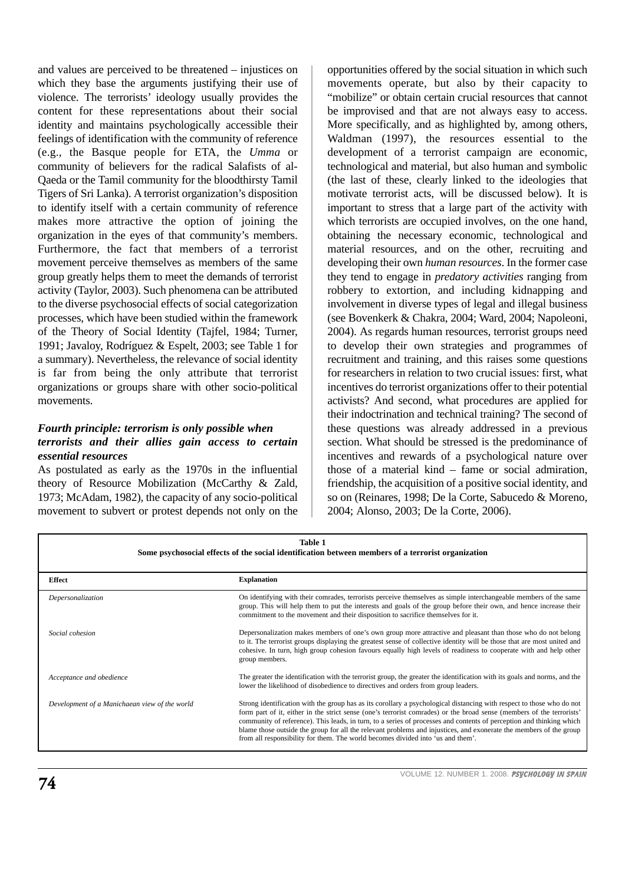and values are perceived to be threatened – injustices on which they base the arguments justifying their use of violence. The terrorists' ideology usually provides the content for these representations about their social identity and maintains psychologically accessible their feelings of identification with the community of reference (e.g., the Basque people for ETA, the *Umma* or community of believers for the radical Salafists of al-Qaeda or the Tamil community for the bloodthirsty Tamil Tigers of Sri Lanka). A terrorist organization's disposition to identify itself with a certain community of reference makes more attractive the option of joining the organization in the eyes of that community's members. Furthermore, the fact that members of a terrorist movement perceive themselves as members of the same group greatly helps them to meet the demands of terrorist activity (Taylor, 2003). Such phenomena can be attributed to the diverse psychosocial effects of social categorization processes, which have been studied within the framework of the Theory of Social Identity (Tajfel, 1984; Turner, 1991; Javaloy, Rodríguez & Espelt, 2003; see Table 1 for a summary). Nevertheless, the relevance of social identity is far from being the only attribute that terrorist organizations or groups share with other socio-political movements.

### *Fourth principle: terrorism is only possible when terrorists and their allies gain access to certain essential resources*

As postulated as early as the 1970s in the influential theory of Resource Mobilization (McCarthy & Zald, 1973; McAdam, 1982), the capacity of any socio-political movement to subvert or protest depends not only on the opportunities offered by the social situation in which such movements operate, but also by their capacity to "mobilize" or obtain certain crucial resources that cannot be improvised and that are not always easy to access. More specifically, and as highlighted by, among others, Waldman (1997), the resources essential to the development of a terrorist campaign are economic, technological and material, but also human and symbolic (the last of these, clearly linked to the ideologies that motivate terrorist acts, will be discussed below). It is important to stress that a large part of the activity with which terrorists are occupied involves, on the one hand, obtaining the necessary economic, technological and material resources, and on the other, recruiting and developing their own *human resources*. In the former case they tend to engage in *predatory activities* ranging from robbery to extortion, and including kidnapping and involvement in diverse types of legal and illegal business (see Bovenkerk & Chakra, 2004; Ward, 2004; Napoleoni, 2004). As regards human resources, terrorist groups need to develop their own strategies and programmes of recruitment and training, and this raises some questions for researchers in relation to two crucial issues: first, what incentives do terrorist organizations offer to their potential activists? And second, what procedures are applied for their indoctrination and technical training? The second of these questions was already addressed in a previous section. What should be stressed is the predominance of incentives and rewards of a psychological nature over those of a material kind – fame or social admiration, friendship, the acquisition of a positive social identity, and so on (Reinares, 1998; De la Corte, Sabucedo & Moreno, 2004; Alonso, 2003; De la Corte, 2006).

**Table 1**
**Some psychosocial effects of the social identification between members of a terrorist organization**

| Effect | Explanation |
|---|---|
| *Depersonalization* | On identifying with their comrades, terrorists perceive themselves as simple interchangeable members of the same group. This will help them to put the interests and goals of the group before their own, and hence increase their commitment to the movement and their disposition to sacrifice themselves for it. |
| *Social cohesion* | Depersonalization makes members of one's own group more attractive and pleasant than those who do not belong to it. The terrorist groups displaying the greatest sense of collective identity will be those that are most united and cohesive. In turn, high group cohesion favours equally high levels of readiness to cooperate with and help other group members. |
| *Acceptance and obedience* | The greater the identification with the terrorist group, the greater the identification with its goals and norms, and the lower the likelihood of disobedience to directives and orders from group leaders. |
| *Development of a Manichaean view of the world* | Strong identification with the group has as its corollary a psychological distancing with respect to those who do not form part of it, either in the strict sense (one's terrorist comrades) or the broad sense (members of the terrorists' community of reference). This leads, in turn, to a series of processes and contents of perception and thinking which blame those outside the group for all the relevant problems and injustices, and exonerate the members of the group from all responsibility for them. The world becomes divided into 'us and them'. |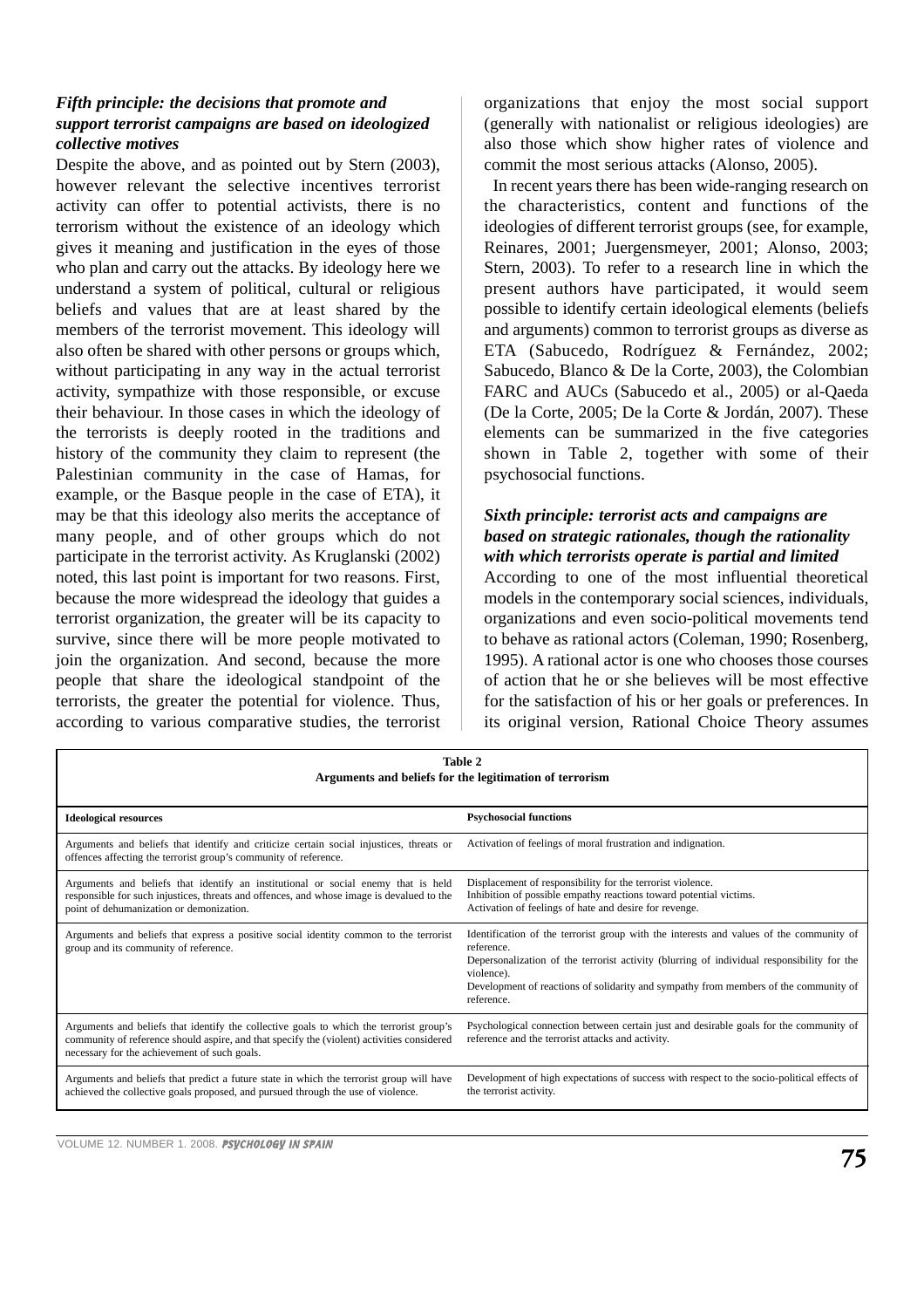### *Fifth principle: the decisions that promote and support terrorist campaigns are based on ideologized collective motives*

Despite the above, and as pointed out by Stern (2003), however relevant the selective incentives terrorist activity can offer to potential activists, there is no terrorism without the existence of an ideology which gives it meaning and justification in the eyes of those who plan and carry out the attacks. By ideology here we understand a system of political, cultural or religious beliefs and values that are at least shared by the members of the terrorist movement. This ideology will also often be shared with other persons or groups which, without participating in any way in the actual terrorist activity, sympathize with those responsible, or excuse their behaviour. In those cases in which the ideology of the terrorists is deeply rooted in the traditions and history of the community they claim to represent (the Palestinian community in the case of Hamas, for example, or the Basque people in the case of ETA), it may be that this ideology also merits the acceptance of many people, and of other groups which do not participate in the terrorist activity. As Kruglanski (2002) noted, this last point is important for two reasons. First, because the more widespread the ideology that guides a terrorist organization, the greater will be its capacity to survive, since there will be more people motivated to join the organization. And second, because the more people that share the ideological standpoint of the terrorists, the greater the potential for violence. Thus, according to various comparative studies, the terrorist organizations that enjoy the most social support (generally with nationalist or religious ideologies) are also those which show higher rates of violence and commit the most serious attacks (Alonso, 2005).

In recent years there has been wide-ranging research on the characteristics, content and functions of the ideologies of different terrorist groups (see, for example, Reinares, 2001; Juergensmeyer, 2001; Alonso, 2003; Stern, 2003). To refer to a research line in which the present authors have participated, it would seem possible to identify certain ideological elements (beliefs and arguments) common to terrorist groups as diverse as ETA (Sabucedo, Rodríguez & Fernández, 2002; Sabucedo, Blanco & De la Corte, 2003), the Colombian FARC and AUCs (Sabucedo et al., 2005) or al-Qaeda (De la Corte, 2005; De la Corte & Jordán, 2007). These elements can be summarized in the five categories shown in Table 2, together with some of their psychosocial functions.

### *Sixth principle: terrorist acts and campaigns are based on strategic rationales, though the rationality with which terrorists operate is partial and limited*

According to one of the most influential theoretical models in the contemporary social sciences, individuals, organizations and even socio-political movements tend to behave as rational actors (Coleman, 1990; Rosenberg, 1995). A rational actor is one who chooses those courses of action that he or she believes will be most effective for the satisfaction of his or her goals or preferences. In its original version, Rational Choice Theory assumes

**Table 2**
**Arguments and beliefs for the legitimation of terrorism**

| Ideological resources | Psychosocial functions |
|---|---|
| Arguments and beliefs that identify and criticize certain social injustices, threats or offences affecting the terrorist group's community of reference. | Activation of feelings of moral frustration and indignation. |
| Arguments and beliefs that identify an institutional or social enemy that is held responsible for such injustices, threats and offences, and whose image is devalued to the point of dehumanization or demonization. | Displacement of responsibility for the terrorist violence.<br>Inhibition of possible empathy reactions toward potential victims.<br>Activation of feelings of hate and desire for revenge. |
| Arguments and beliefs that express a positive social identity common to the terrorist group and its community of reference. | Identification of the terrorist group with the interests and values of the community of reference.<br>Depersonalization of the terrorist activity (blurring of individual responsibility for the violence).<br>Development of reactions of solidarity and sympathy from members of the community of reference. |
| Arguments and beliefs that identify the collective goals to which the terrorist group's community of reference should aspire, and that specify the (violent) activities considered necessary for the achievement of such goals. | Psychological connection between certain just and desirable goals for the community of reference and the terrorist attacks and activity. |
| Arguments and beliefs that predict a future state in which the terrorist group will have achieved the collective goals proposed, and pursued through the use of violence. | Development of high expectations of success with respect to the socio-political effects of the terrorist activity. |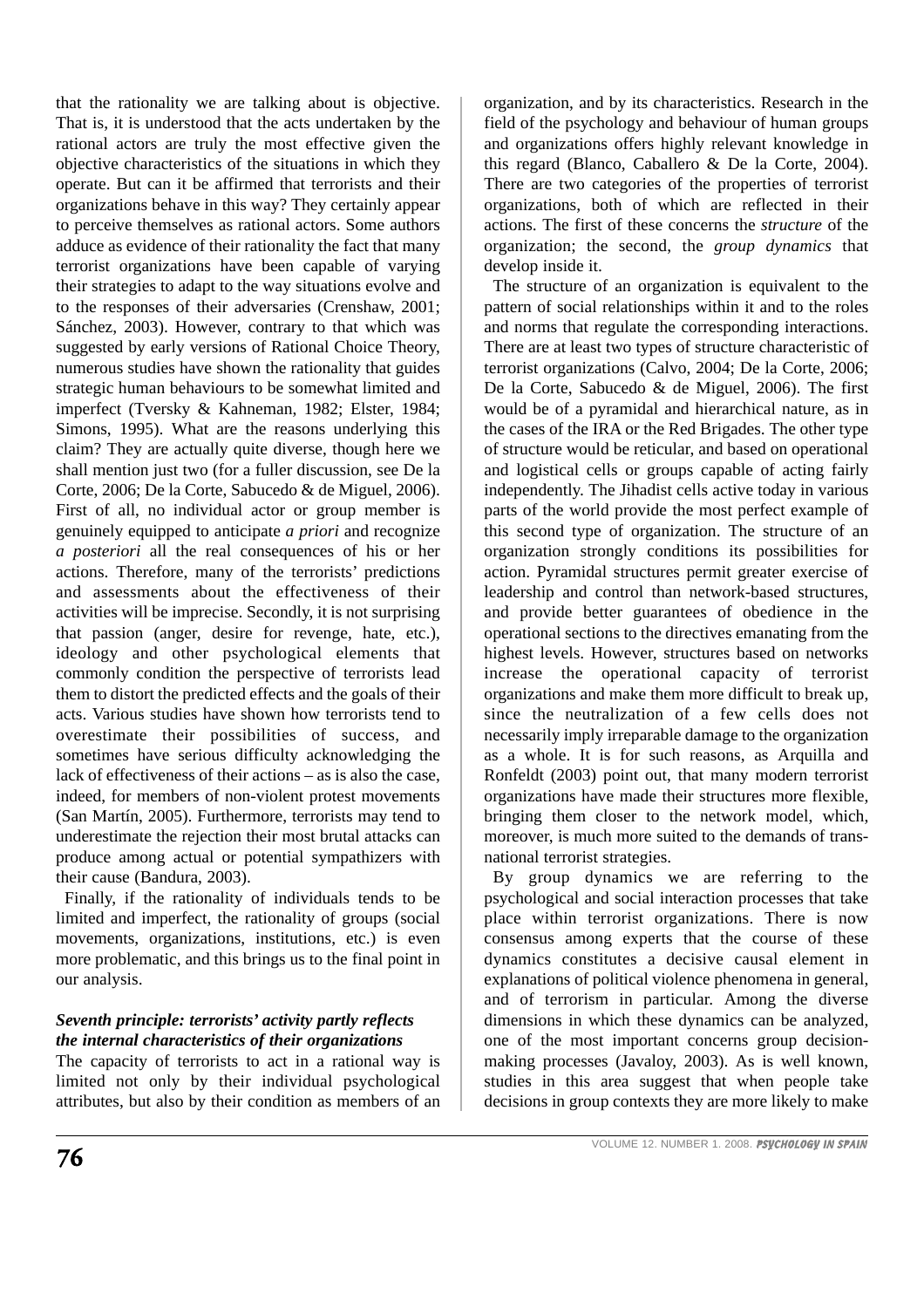that the rationality we are talking about is objective. That is, it is understood that the acts undertaken by the rational actors are truly the most effective given the objective characteristics of the situations in which they operate. But can it be affirmed that terrorists and their organizations behave in this way? They certainly appear to perceive themselves as rational actors. Some authors adduce as evidence of their rationality the fact that many terrorist organizations have been capable of varying their strategies to adapt to the way situations evolve and to the responses of their adversaries (Crenshaw, 2001; Sánchez, 2003). However, contrary to that which was suggested by early versions of Rational Choice Theory, numerous studies have shown the rationality that guides strategic human behaviours to be somewhat limited and imperfect (Tversky & Kahneman, 1982; Elster, 1984; Simons, 1995). What are the reasons underlying this claim? They are actually quite diverse, though here we shall mention just two (for a fuller discussion, see De la Corte, 2006; De la Corte, Sabucedo & de Miguel, 2006). First of all, no individual actor or group member is genuinely equipped to anticipate *a priori* and recognize *a posteriori* all the real consequences of his or her actions. Therefore, many of the terrorists' predictions and assessments about the effectiveness of their activities will be imprecise. Secondly, it is not surprising that passion (anger, desire for revenge, hate, etc.), ideology and other psychological elements that commonly condition the perspective of terrorists lead them to distort the predicted effects and the goals of their acts. Various studies have shown how terrorists tend to overestimate their possibilities of success, and sometimes have serious difficulty acknowledging the lack of effectiveness of their actions – as is also the case, indeed, for members of non-violent protest movements (San Martín, 2005). Furthermore, terrorists may tend to underestimate the rejection their most brutal attacks can produce among actual or potential sympathizers with their cause (Bandura, 2003).

Finally, if the rationality of individuals tends to be limited and imperfect, the rationality of groups (social movements, organizations, institutions, etc.) is even more problematic, and this brings us to the final point in our analysis.

### *Seventh principle: terrorists' activity partly reflects the internal characteristics of their organizations*

The capacity of terrorists to act in a rational way is limited not only by their individual psychological attributes, but also by their condition as members of an organization, and by its characteristics. Research in the field of the psychology and behaviour of human groups and organizations offers highly relevant knowledge in this regard (Blanco, Caballero & De la Corte, 2004). There are two categories of the properties of terrorist organizations, both of which are reflected in their actions. The first of these concerns the *structure* of the organization; the second, the *group dynamics* that develop inside it.

The structure of an organization is equivalent to the pattern of social relationships within it and to the roles and norms that regulate the corresponding interactions. There are at least two types of structure characteristic of terrorist organizations (Calvo, 2004; De la Corte, 2006; De la Corte, Sabucedo & de Miguel, 2006). The first would be of a pyramidal and hierarchical nature, as in the cases of the IRA or the Red Brigades. The other type of structure would be reticular, and based on operational and logistical cells or groups capable of acting fairly independently. The Jihadist cells active today in various parts of the world provide the most perfect example of this second type of organization. The structure of an organization strongly conditions its possibilities for action. Pyramidal structures permit greater exercise of leadership and control than network-based structures, and provide better guarantees of obedience in the operational sections to the directives emanating from the highest levels. However, structures based on networks increase the operational capacity of terrorist organizations and make them more difficult to break up, since the neutralization of a few cells does not necessarily imply irreparable damage to the organization as a whole. It is for such reasons, as Arquilla and Ronfeldt (2003) point out, that many modern terrorist organizations have made their structures more flexible, bringing them closer to the network model, which, moreover, is much more suited to the demands of trans-national terrorist strategies.

By group dynamics we are referring to the psychological and social interaction processes that take place within terrorist organizations. There is now consensus among experts that the course of these dynamics constitutes a decisive causal element in explanations of political violence phenomena in general, and of terrorism in particular. Among the diverse dimensions in which these dynamics can be analyzed, one of the most important concerns group decision-making processes (Javaloy, 2003). As is well known, studies in this area suggest that when people take decisions in group contexts they are more likely to make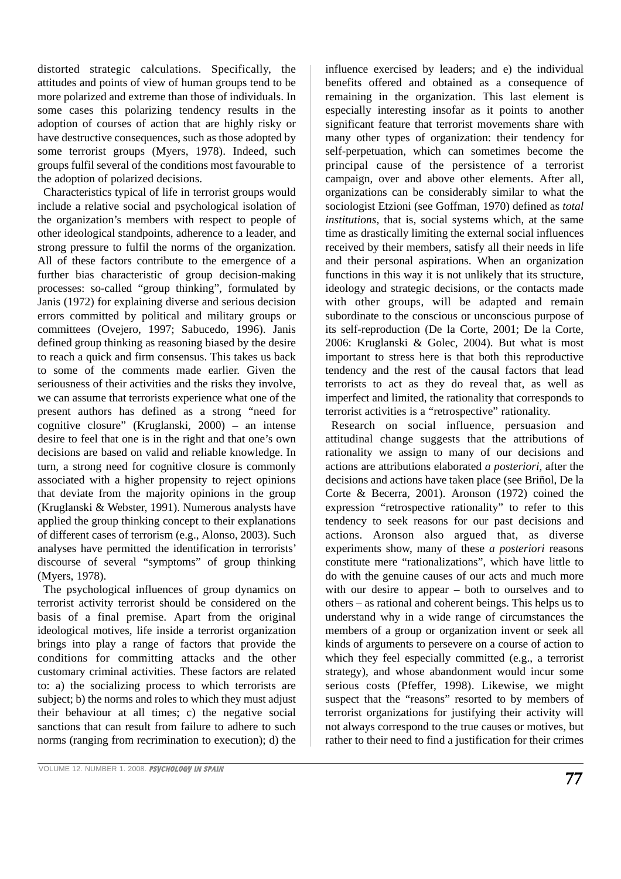distorted strategic calculations. Specifically, the attitudes and points of view of human groups tend to be more polarized and extreme than those of individuals. In some cases this polarizing tendency results in the adoption of courses of action that are highly risky or have destructive consequences, such as those adopted by some terrorist groups (Myers, 1978). Indeed, such groups fulfil several of the conditions most favourable to the adoption of polarized decisions.

Characteristics typical of life in terrorist groups would include a relative social and psychological isolation of the organization's members with respect to people of other ideological standpoints, adherence to a leader, and strong pressure to fulfil the norms of the organization. All of these factors contribute to the emergence of a further bias characteristic of group decision-making processes: so-called "group thinking", formulated by Janis (1972) for explaining diverse and serious decision errors committed by political and military groups or committees (Ovejero, 1997; Sabucedo, 1996). Janis defined group thinking as reasoning biased by the desire to reach a quick and firm consensus. This takes us back to some of the comments made earlier. Given the seriousness of their activities and the risks they involve, we can assume that terrorists experience what one of the present authors has defined as a strong "need for cognitive closure" (Kruglanski, 2000) – an intense desire to feel that one is in the right and that one's own decisions are based on valid and reliable knowledge. In turn, a strong need for cognitive closure is commonly associated with a higher propensity to reject opinions that deviate from the majority opinions in the group (Kruglanski & Webster, 1991). Numerous analysts have applied the group thinking concept to their explanations of different cases of terrorism (e.g., Alonso, 2003). Such analyses have permitted the identification in terrorists' discourse of several "symptoms" of group thinking (Myers, 1978).

The psychological influences of group dynamics on terrorist activity terrorist should be considered on the basis of a final premise. Apart from the original ideological motives, life inside a terrorist organization brings into play a range of factors that provide the conditions for committing attacks and the other customary criminal activities. These factors are related to: a) the socializing process to which terrorists are subject; b) the norms and roles to which they must adjust their behaviour at all times; c) the negative social sanctions that can result from failure to adhere to such norms (ranging from recrimination to execution); d) the influence exercised by leaders; and e) the individual benefits offered and obtained as a consequence of remaining in the organization. This last element is especially interesting insofar as it points to another significant feature that terrorist movements share with many other types of organization: their tendency for self-perpetuation, which can sometimes become the principal cause of the persistence of a terrorist campaign, over and above other elements. After all, organizations can be considerably similar to what the sociologist Etzioni (see Goffman, 1970) defined as *total institutions*, that is, social systems which, at the same time as drastically limiting the external social influences received by their members, satisfy all their needs in life and their personal aspirations. When an organization functions in this way it is not unlikely that its structure, ideology and strategic decisions, or the contacts made with other groups, will be adapted and remain subordinate to the conscious or unconscious purpose of its self-reproduction (De la Corte, 2001; De la Corte, 2006: Kruglanski & Golec, 2004). But what is most important to stress here is that both this reproductive tendency and the rest of the causal factors that lead terrorists to act as they do reveal that, as well as imperfect and limited, the rationality that corresponds to terrorist activities is a "retrospective" rationality.

Research on social influence, persuasion and attitudinal change suggests that the attributions of rationality we assign to many of our decisions and actions are attributions elaborated *a posteriori*, after the decisions and actions have taken place (see Briñol, De la Corte & Becerra, 2001). Aronson (1972) coined the expression "retrospective rationality" to refer to this tendency to seek reasons for our past decisions and actions. Aronson also argued that, as diverse experiments show, many of these *a posteriori* reasons constitute mere "rationalizations", which have little to do with the genuine causes of our acts and much more with our desire to appear – both to ourselves and to others – as rational and coherent beings. This helps us to understand why in a wide range of circumstances the members of a group or organization invent or seek all kinds of arguments to persevere on a course of action to which they feel especially committed (e.g., a terrorist strategy), and whose abandonment would incur some serious costs (Pfeffer, 1998). Likewise, we might suspect that the "reasons" resorted to by members of terrorist organizations for justifying their activity will not always correspond to the true causes or motives, but rather to their need to find a justification for their crimes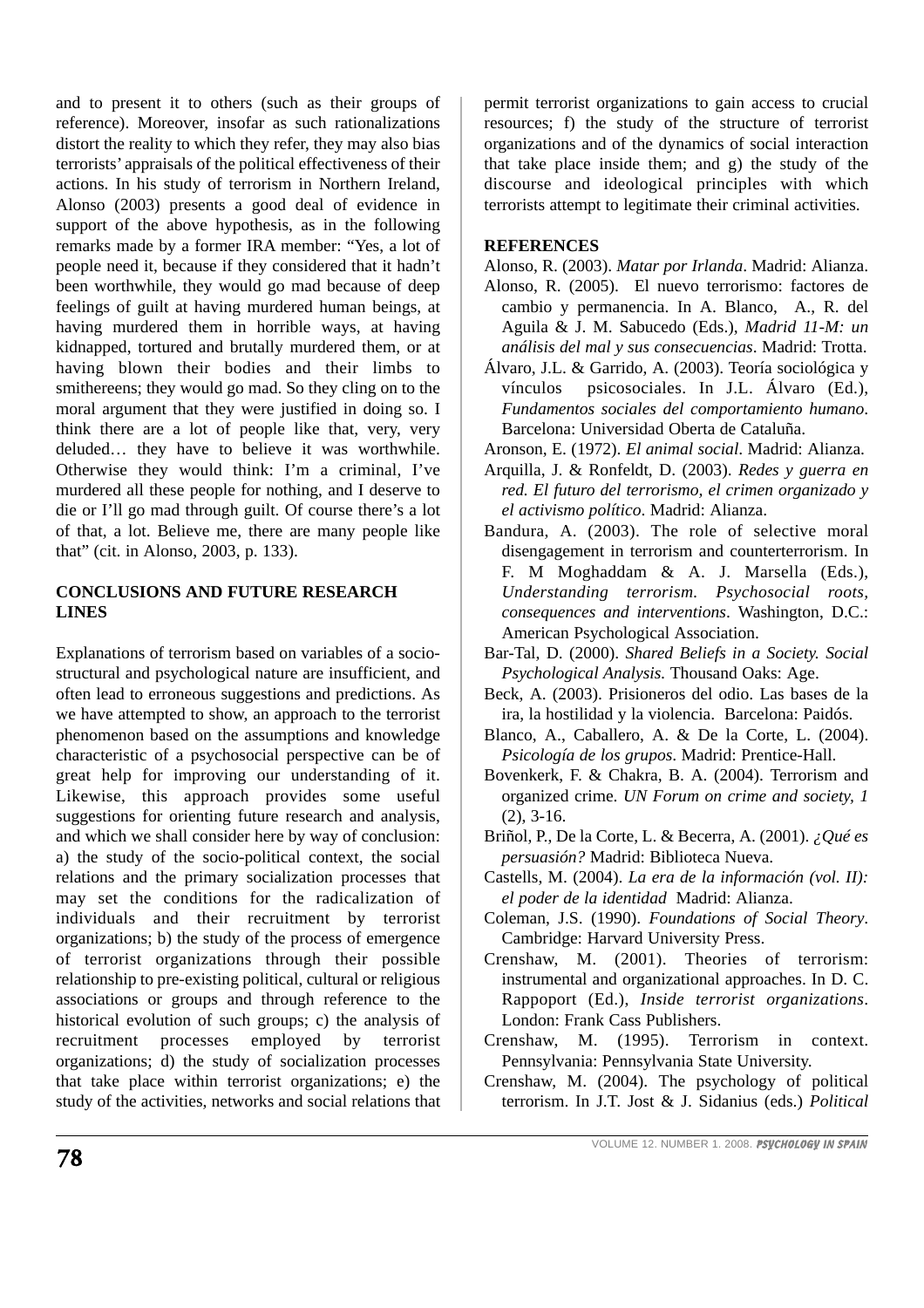and to present it to others (such as their groups of reference). Moreover, insofar as such rationalizations distort the reality to which they refer, they may also bias terrorists' appraisals of the political effectiveness of their actions. In his study of terrorism in Northern Ireland, Alonso (2003) presents a good deal of evidence in support of the above hypothesis, as in the following remarks made by a former IRA member: "Yes, a lot of people need it, because if they considered that it hadn't been worthwhile, they would go mad because of deep feelings of guilt at having murdered human beings, at having murdered them in horrible ways, at having kidnapped, tortured and brutally murdered them, or at having blown their bodies and their limbs to smithereens; they would go mad. So they cling on to the moral argument that they were justified in doing so. I think there are a lot of people like that, very, very deluded… they have to believe it was worthwhile. Otherwise they would think: I'm a criminal, I've murdered all these people for nothing, and I deserve to die or I'll go mad through guilt. Of course there's a lot of that, a lot. Believe me, there are many people like that" (cit. in Alonso, 2003, p. 133).

## CONCLUSIONS AND FUTURE RESEARCH LINES

Explanations of terrorism based on variables of a socio-structural and psychological nature are insufficient, and often lead to erroneous suggestions and predictions. As we have attempted to show, an approach to the terrorist phenomenon based on the assumptions and knowledge characteristic of a psychosocial perspective can be of great help for improving our understanding of it. Likewise, this approach provides some useful suggestions for orienting future research and analysis, and which we shall consider here by way of conclusion: a) the study of the socio-political context, the social relations and the primary socialization processes that may set the conditions for the radicalization of individuals and their recruitment by terrorist organizations; b) the study of the process of emergence of terrorist organizations through their possible relationship to pre-existing political, cultural or religious associations or groups and through reference to the historical evolution of such groups; c) the analysis of recruitment processes employed by terrorist organizations; d) the study of socialization processes that take place within terrorist organizations; e) the study of the activities, networks and social relations that permit terrorist organizations to gain access to crucial resources; f) the study of the structure of terrorist organizations and of the dynamics of social interaction that take place inside them; and g) the study of the discourse and ideological principles with which terrorists attempt to legitimate their criminal activities.

## REFERENCES

Alonso, R. (2003). *Matar por Irlanda*. Madrid: Alianza.

Alonso, R. (2005). El nuevo terrorismo: factores de cambio y permanencia. In A. Blanco, A., R. del Aguila & J. M. Sabucedo (Eds.), *Madrid 11-M: un análisis del mal y sus consecuencias*. Madrid: Trotta.

Álvaro, J.L. & Garrido, A. (2003). Teoría sociológica y vínculos psicosociales. In J.L. Álvaro (Ed.), *Fundamentos sociales del comportamiento humano*. Barcelona: Universidad Oberta de Cataluña.

Aronson, E. (1972). *El animal social*. Madrid: Alianza.

Arquilla, J. & Ronfeldt, D. (2003). *Redes y guerra en red. El futuro del terrorismo, el crimen organizado y el activismo político*. Madrid: Alianza.

Bandura, A. (2003). The role of selective moral disengagement in terrorism and counterterrorism. In F. M Moghaddam & A. J. Marsella (Eds.), *Understanding terrorism. Psychosocial roots, consequences and interventions*. Washington, D.C.: American Psychological Association.

Bar-Tal, D. (2000). *Shared Beliefs in a Society. Social Psychological Analysis.* Thousand Oaks: Age.

Beck, A. (2003). Prisioneros del odio. Las bases de la ira, la hostilidad y la violencia. Barcelona: Paidós.

Blanco, A., Caballero, A. & De la Corte, L. (2004). *Psicología de los grupos*. Madrid: Prentice-Hall.

Bovenkerk, F. & Chakra, B. A. (2004). Terrorism and organized crime. *UN Forum on crime and society, 1* (2), 3-16.

Briñol, P., De la Corte, L. & Becerra, A. (2001). *¿Qué es persuasión?* Madrid: Biblioteca Nueva.

Castells, M. (2004). *La era de la información (vol. II): el poder de la identidad* Madrid: Alianza.

Coleman, J.S. (1990). *Foundations of Social Theory*. Cambridge: Harvard University Press.

Crenshaw, M. (2001). Theories of terrorism: instrumental and organizational approaches. In D. C. Rappoport (Ed.), *Inside terrorist organizations*. London: Frank Cass Publishers.

Crenshaw, M. (1995). Terrorism in context. Pennsylvania: Pennsylvania State University.

Crenshaw, M. (2004). The psychology of political terrorism. In J.T. Jost & J. Sidanius (eds.) *Political*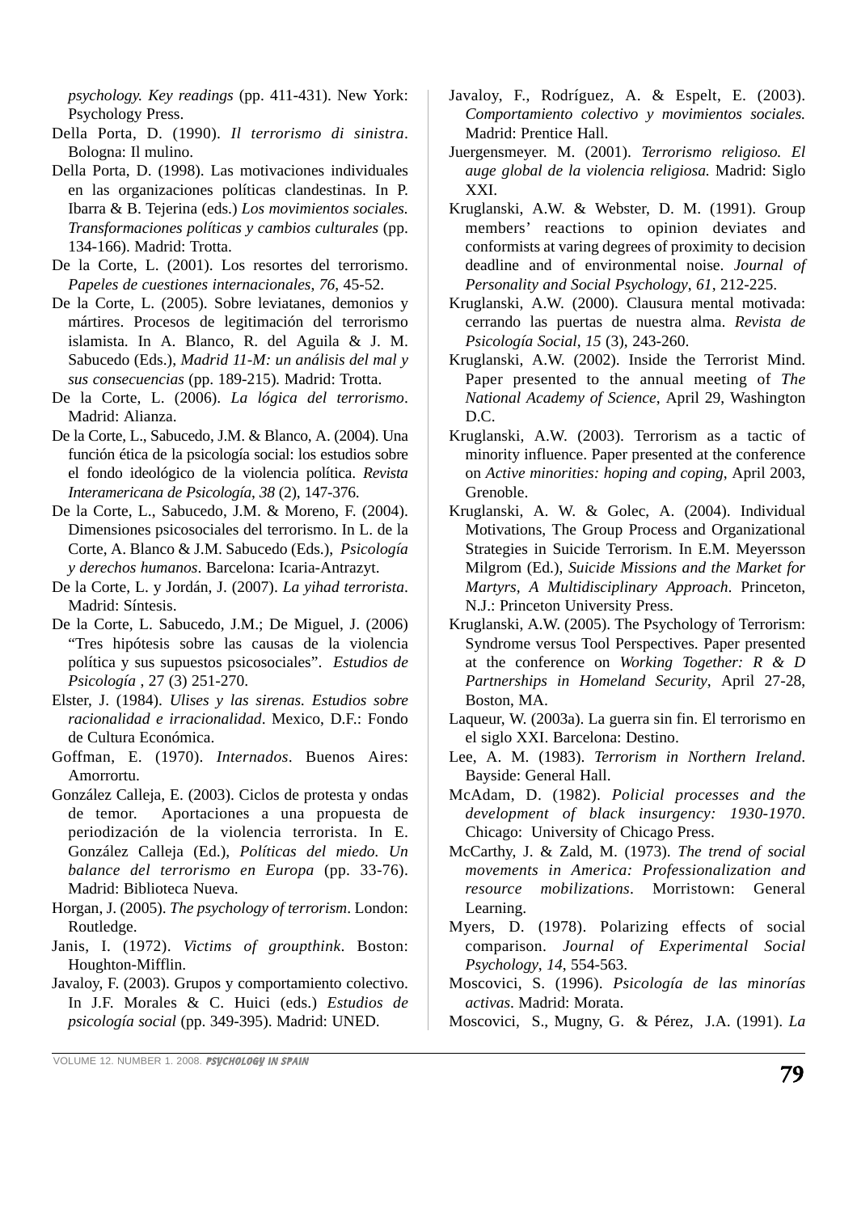*psychology. Key readings* (pp. 411-431). New York: Psychology Press.

Della Porta, D. (1990). *Il terrorismo di sinistra*. Bologna: Il mulino.

Della Porta, D. (1998). Las motivaciones individuales en las organizaciones políticas clandestinas. In P. Ibarra & B. Tejerina (eds.) *Los movimientos sociales. Transformaciones políticas y cambios culturales* (pp. 134-166). Madrid: Trotta.

De la Corte, L. (2001). Los resortes del terrorismo. *Papeles de cuestiones internacionales*, *76*, 45-52.

De la Corte, L. (2005). Sobre leviatanes, demonios y mártires. Procesos de legitimación del terrorismo islamista. In A. Blanco, R. del Aguila & J. M. Sabucedo (Eds.), *Madrid 11-M: un análisis del mal y sus consecuencias* (pp. 189-215)*.* Madrid: Trotta.

De la Corte, L. (2006). *La lógica del terrorismo*. Madrid: Alianza.

De la Corte, L., Sabucedo, J.M. & Blanco, A. (2004). Una función ética de la psicología social: los estudios sobre el fondo ideológico de la violencia política. *Revista Interamericana de Psicología*, *38* (2), 147-376.

De la Corte, L., Sabucedo, J.M. & Moreno, F. (2004). Dimensiones psicosociales del terrorismo. In L. de la Corte, A. Blanco & J.M. Sabucedo (Eds.), *Psicología y derechos humanos*. Barcelona: Icaria-Antrazyt.

De la Corte, L. y Jordán, J. (2007). *La yihad terrorista*. Madrid: Síntesis.

De la Corte, L. Sabucedo, J.M.; De Miguel, J. (2006) "Tres hipótesis sobre las causas de la violencia política y sus supuestos psicosociales". *Estudios de Psicología* , 27 (3) 251-270.

Elster, J. (1984). *Ulises y las sirenas. Estudios sobre racionalidad e irracionalidad*. Mexico, D.F.: Fondo de Cultura Económica.

Goffman, E. (1970). *Internados*. Buenos Aires: Amorrortu.

González Calleja, E. (2003). Ciclos de protesta y ondas de temor. Aportaciones a una propuesta de periodización de la violencia terrorista. In E. González Calleja (Ed.), *Políticas del miedo. Un balance del terrorismo en Europa* (pp. 33-76). Madrid: Biblioteca Nueva.

Horgan, J. (2005). *The psychology of terrorism*. London: Routledge.

Janis, I. (1972). *Victims of groupthink*. Boston: Houghton-Mifflin.

Javaloy, F. (2003). Grupos y comportamiento colectivo. In J.F. Morales & C. Huici (eds.) *Estudios de psicología social* (pp. 349-395). Madrid: UNED.

Javaloy, F., Rodríguez, A. & Espelt, E. (2003). *Comportamiento colectivo y movimientos sociales.* Madrid: Prentice Hall.

Juergensmeyer. M. (2001). *Terrorismo religioso. El auge global de la violencia religiosa.* Madrid: Siglo XXI.

Kruglanski, A.W. & Webster, D. M. (1991). Group members' reactions to opinion deviates and conformists at varing degrees of proximity to decision deadline and of environmental noise. *Journal of Personality and Social Psychology*, *61*, 212-225.

Kruglanski, A.W. (2000). Clausura mental motivada: cerrando las puertas de nuestra alma. *Revista de Psicología Social*, *15* (3), 243-260.

Kruglanski, A.W. (2002). Inside the Terrorist Mind. Paper presented to the annual meeting of *The National Academy of Science*, April 29, Washington D.C.

Kruglanski, A.W. (2003). Terrorism as a tactic of minority influence. Paper presented at the conference on *Active minorities: hoping and coping*, April 2003, Grenoble.

Kruglanski, A. W. & Golec, A. (2004). Individual Motivations, The Group Process and Organizational Strategies in Suicide Terrorism. In E.M. Meyersson Milgrom (Ed.), *Suicide Missions and the Market for Martyrs, A Multidisciplinary Approach*. Princeton, N.J.: Princeton University Press.

Kruglanski, A.W. (2005). The Psychology of Terrorism: Syndrome versus Tool Perspectives. Paper presented at the conference on *Working Together: R & D Partnerships in Homeland Security*, April 27-28, Boston, MA.

Laqueur, W. (2003a). La guerra sin fin. El terrorismo en el siglo XXI. Barcelona: Destino.

Lee, A. M. (1983). *Terrorism in Northern Ireland*. Bayside: General Hall.

McAdam, D. (1982). *Policial processes and the development of black insurgency: 1930-1970*. Chicago: University of Chicago Press.

McCarthy, J. & Zald, M. (1973). *The trend of social movements in America: Professionalization and resource mobilizations*. Morristown: General Learning.

Myers, D. (1978). Polarizing effects of social comparison. *Journal of Experimental Social Psychology*, *14*, 554-563.

Moscovici, S. (1996). *Psicología de las minorías activas*. Madrid: Morata.

Moscovici, S., Mugny, G. & Pérez, J.A. (1991). *La*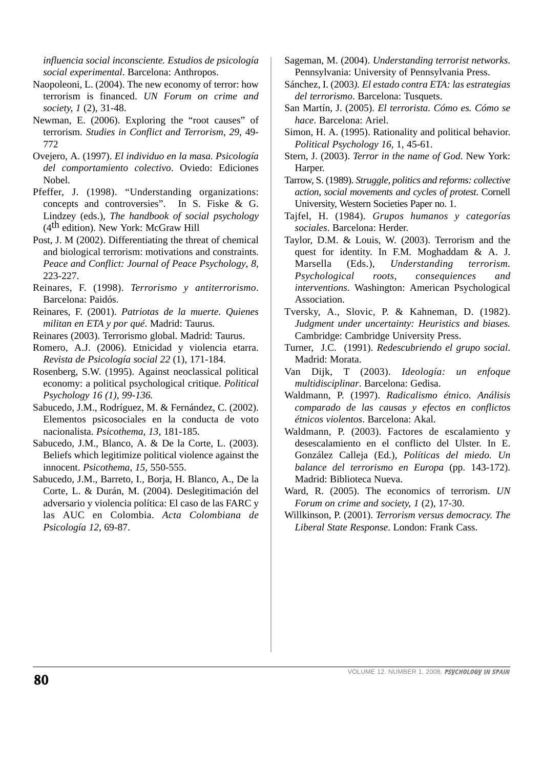*influencia social inconsciente. Estudios de psicología social experimental*. Barcelona: Anthropos.

Naopoleoni, L. (2004). The new economy of terror: how terrorism is financed. *UN Forum on crime and society, 1* (2), 31-48.

Newman, E. (2006). Exploring the "root causes" of terrorism. *Studies in Conflict and Terrorism, 29*, 49-772

Ovejero, A. (1997). *El individuo en la masa. Psicología del comportamiento colectivo*. Oviedo: Ediciones Nobel.

Pfeffer, J. (1998). "Understanding organizations: concepts and controversies". In S. Fiske & G. Lindzey (eds.), *The handbook of social psychology* (4th edition). New York: McGraw Hill

Post, J. M (2002). Differentiating the threat of chemical and biological terrorism: motivations and constraints. *Peace and Conflict: Journal of Peace Psychology, 8*, 223-227.

Reinares, F. (1998). *Terrorismo y antiterrorismo*. Barcelona: Paidós.

Reinares, F. (2001). *Patriotas de la muerte. Quienes militan en ETA y por qué*. Madrid: Taurus.

Reinares (2003). Terrorismo global. Madrid: Taurus.

Romero, A.J. (2006). Etnicidad y violencia etarra. *Revista de Psicología social 22* (1), 171-184.

Rosenberg, S.W. (1995). Against neoclassical political economy: a political psychological critique. *Political Psychology 16 (1), 99-136.*

Sabucedo, J.M., Rodríguez, M. & Fernández, C. (2002). Elementos psicosociales en la conducta de voto nacionalista. *Psicothema, 13*, 181-185.

Sabucedo, J.M., Blanco, A. & De la Corte, L. (2003). Beliefs which legitimize political violence against the innocent. *Psicothema, 15*, 550-555.

Sabucedo, J.M., Barreto, I., Borja, H. Blanco, A., De la Corte, L. & Durán, M. (2004). Deslegitimación del adversario y violencia política: El caso de las FARC y las AUC en Colombia. *Acta Colombiana de Psicología 12*, 69-87.

Sageman, M. (2004). *Understanding terrorist networks*. Pennsylvania: University of Pennsylvania Press.

Sánchez, I. (2003*). El estado contra ETA: las estrategias del terrorismo*. Barcelona: Tusquets.

San Martín, J. (2005). *El terrorista. Cómo es. Cómo se hace*. Barcelona: Ariel.

Simon, H. A. (1995). Rationality and political behavior. *Political Psychology 16,* 1, 45-61.

Stern, J. (2003). *Terror in the name of God*. New York: Harper.

Tarrow, S. (1989). *Struggle, politics and reforms: collective action, social movements and cycles of protest.* Cornell University, Western Societies Paper no. 1.

Tajfel, H. (1984). *Grupos humanos y categorías sociales*. Barcelona: Herder.

Taylor, D.M. & Louis, W. (2003). Terrorism and the quest for identity. In F.M. Moghaddam & A. J. Marsella (Eds.), *Understanding terrorism. Psychological roots, consequiences and interventions*. Washington: American Psychological Association.

Tversky, A., Slovic, P. & Kahneman, D. (1982). *Judgment under uncertainty: Heuristics and biases.* Cambridge: Cambridge University Press.

Turner, J.C. (1991). *Redescubriendo el grupo social*. Madrid: Morata.

Van Dijk, T (2003). *Ideología: un enfoque multidisciplinar*. Barcelona: Gedisa.

Waldmann, P. (1997). *Radicalismo étnico. Análisis comparado de las causas y efectos en conflictos étnicos violentos*. Barcelona: Akal.

Waldmann, P. (2003). Factores de escalamiento y desescalamiento en el conflicto del Ulster. In E. González Calleja (Ed.), *Políticas del miedo. Un balance del terrorismo en Europa* (pp. 143-172). Madrid: Biblioteca Nueva.

Ward, R. (2005). The economics of terrorism. *UN Forum on crime and society, 1* (2), 17-30.

Willkinson, P. (2001). *Terrorism versus democracy. The Liberal State Response*. London: Frank Cass.